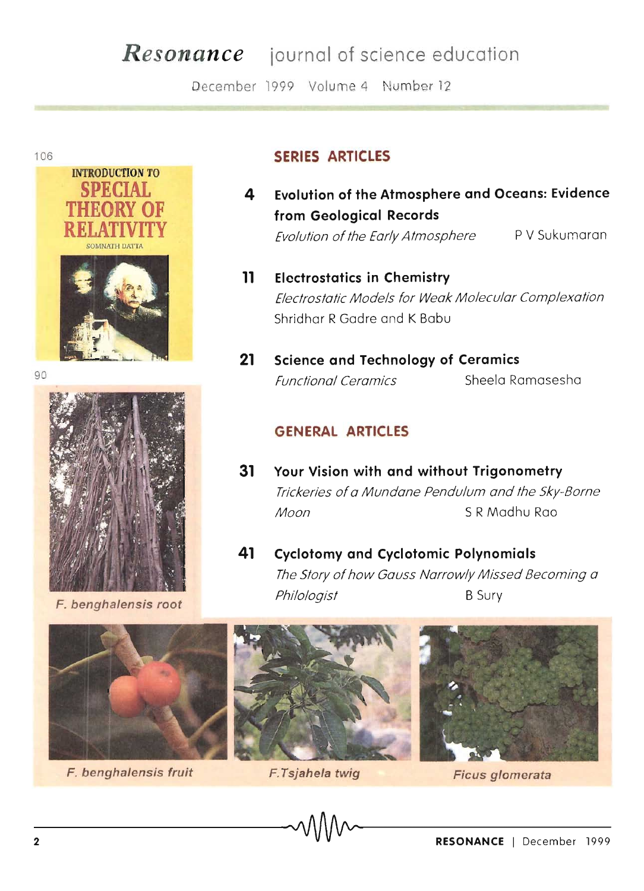# *Resonance* journal of science education

December 1999 Volume 4 Number 12

106

INTRODUCTION TO SPECIAL THEORY OF RELATIVITY

SOMNATH DATTA

90

F. benghalensis root

## SERIES ARTICLES

**4** **Evolution of the Atmosphere and Oceans: Evidence from Geological Records**
*Evolution of the Early Atmosphere* P V Sukumaran

**11** **Electrostatics in Chemistry**
*Electrostatic Models for Weak Molecular Complexation*
Shridhar R Gadre and K Babu

**21** **Science and Technology of Ceramics**
*Functional Ceramics* Sheela Ramasesha

## GENERAL ARTICLES

**31** **Your Vision with and without Trigonometry**
*Trickeries of a Mundane Pendulum and the Sky-Borne Moon* S R Madhu Rao

**41** **Cyclotomy and Cyclotomic Polynomials**
*The Story of how Gauss Narrowly Missed Becoming a Philologist* B Sury

F. benghalensis fruit

F.Tsjahela twig

Ficus glomerata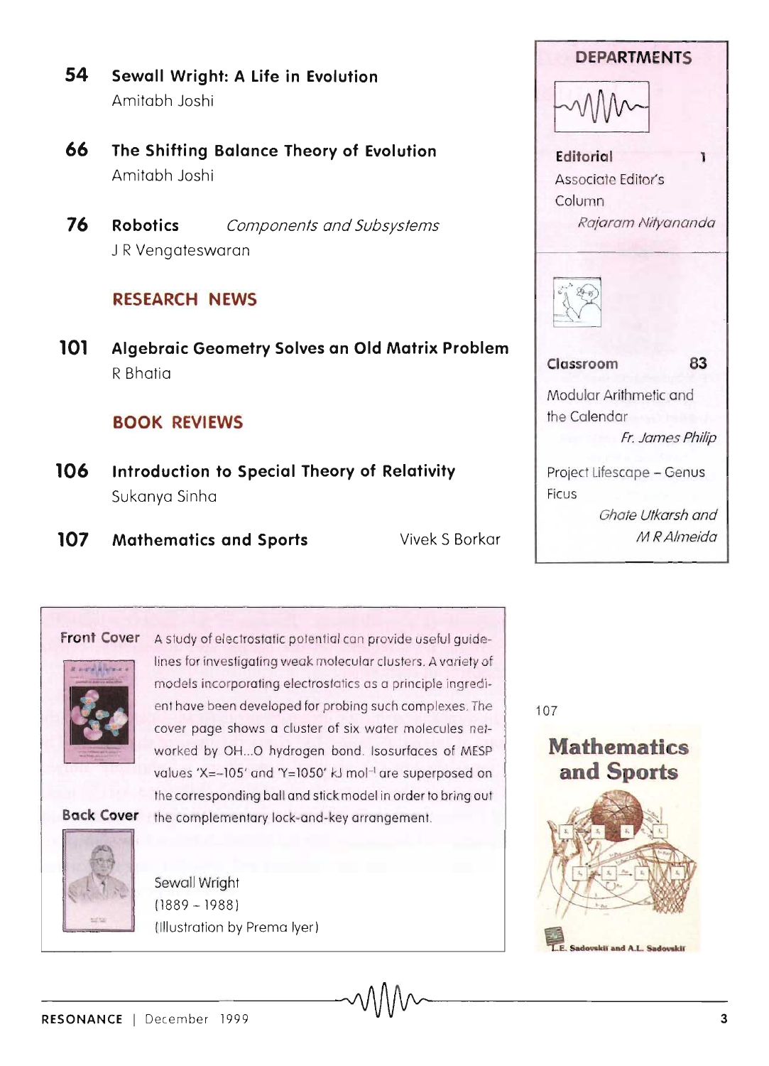**54** **Sewall Wright: A Life in Evolution**
Amitabh Joshi

**66** **The Shifting Balance Theory of Evolution**
Amitabh Joshi

**76** **Robotics** *Components and Subsystems*
J R Vengateswaran

## RESEARCH NEWS

**101** **Algebraic Geometry Solves an Old Matrix Problem**
R Bhatia

## BOOK REVIEWS

**106** **Introduction to Special Theory of Relativity**
Sukanya Sinha

**107** **Mathematics and Sports** Vivek S Borkar

## DEPARTMENTS

**Editorial** 1
Associate Editor's Column
*Rajaram Nityananda*

**Classroom** 83
Modular Arithmetic and the Calendar
*Fr. James Philip*

Project Lifescape – Genus Ficus
*Ghate Utkarsh and M R Almeida*

**Front Cover** A study of electrostatic potential can provide useful guidelines for investigating weak molecular clusters. A variety of models incorporating electrostatics as a principle ingredient have been developed for probing such complexes. The cover page shows a cluster of six water molecules networked by OH...O hydrogen bond. Isosurfaces of MESP values 'X=–105' and 'Y=1050' kJ $mol^{-1}$ are superposed on the corresponding ball and stick model in order to bring out the complementary lock-and-key arrangement.

**Back Cover** Sewall Wright
(1889 – 1988)
(Illustration by Prema Iyer)

107

**Mathematics and Sports**

L.E. Sadovskii and A.L. Sadovskii